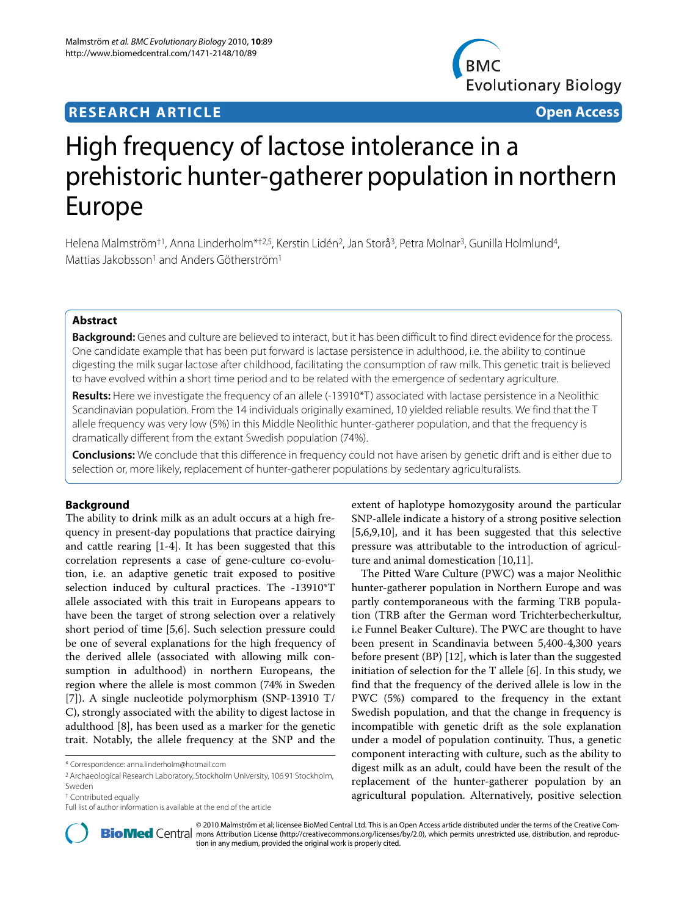**RESEARCH ARTICLE** **Open Access**

# High frequency of lactose intolerance in a prehistoric hunter-gatherer population in northern Europe

Helena Malmström[†1], Anna Linderholm[*†2,5], Kerstin Lidén[2], Jan Storå[3], Petra Molnar[3], Gunilla Holmlund[4], Mattias Jakobsson[1] and Anders Götherström[1]

## Abstract

**Background:** Genes and culture are believed to interact, but it has been difficult to find direct evidence for the process. One candidate example that has been put forward is lactase persistence in adulthood, i.e. the ability to continue digesting the milk sugar lactose after childhood, facilitating the consumption of raw milk. This genetic trait is believed to have evolved within a short time period and to be related with the emergence of sedentary agriculture.

**Results:** Here we investigate the frequency of an allele (-13910*T) associated with lactase persistence in a Neolithic Scandinavian population. From the 14 individuals originally examined, 10 yielded reliable results. We find that the T allele frequency was very low (5%) in this Middle Neolithic hunter-gatherer population, and that the frequency is dramatically different from the extant Swedish population (74%).

**Conclusions:** We conclude that this difference in frequency could not have arisen by genetic drift and is either due to selection or, more likely, replacement of hunter-gatherer populations by sedentary agriculturalists.

## Background

The ability to drink milk as an adult occurs at a high frequency in present-day populations that practice dairying and cattle rearing [1-4]. It has been suggested that this correlation represents a case of gene-culture co-evolution, i.e. an adaptive genetic trait exposed to positive selection induced by cultural practices. The -13910*T allele associated with this trait in Europeans appears to have been the target of strong selection over a relatively short period of time [5,6]. Such selection pressure could be one of several explanations for the high frequency of the derived allele (associated with allowing milk consumption in adulthood) in northern Europeans, the region where the allele is most common (74% in Sweden [7]). A single nucleotide polymorphism (SNP-13910 T/C), strongly associated with the ability to digest lactose in adulthood [8], has been used as a marker for the genetic trait. Notably, the allele frequency at the SNP and the extent of haplotype homozygosity around the particular SNP-allele indicate a history of a strong positive selection [5,6,9,10], and it has been suggested that this selective pressure was attributable to the introduction of agriculture and animal domestication [10,11].

The Pitted Ware Culture (PWC) was a major Neolithic hunter-gatherer population in Northern Europe and was partly contemporaneous with the farming TRB population (TRB after the German word Trichterbecherkultur, i.e Funnel Beaker Culture). The PWC are thought to have been present in Scandinavia between 5,400-4,300 years before present (BP) [12], which is later than the suggested initiation of selection for the T allele [6]. In this study, we find that the frequency of the derived allele is low in the PWC (5%) compared to the frequency in the extant Swedish population, and that the change in frequency is incompatible with genetic drift as the sole explanation under a model of population continuity. Thus, a genetic component interacting with culture, such as the ability to digest milk as an adult, could have been the result of the replacement of the hunter-gatherer population by an agricultural population. Alternatively, positive selection

* Correspondence: anna.linderholm@hotmail.com
[2] Archaeological Research Laboratory, Stockholm University, 106 91 Stockholm, Sweden
† Contributed equally
Full list of author information is available at the end of the article

© 2010 Malmström et al; licensee BioMed Central Ltd. This is an Open Access article distributed under the terms of the Creative Commons Attribution License (http://creativecommons.org/licenses/by/2.0), which permits unrestricted use, distribution, and reproduction in any medium, provided the original work is properly cited.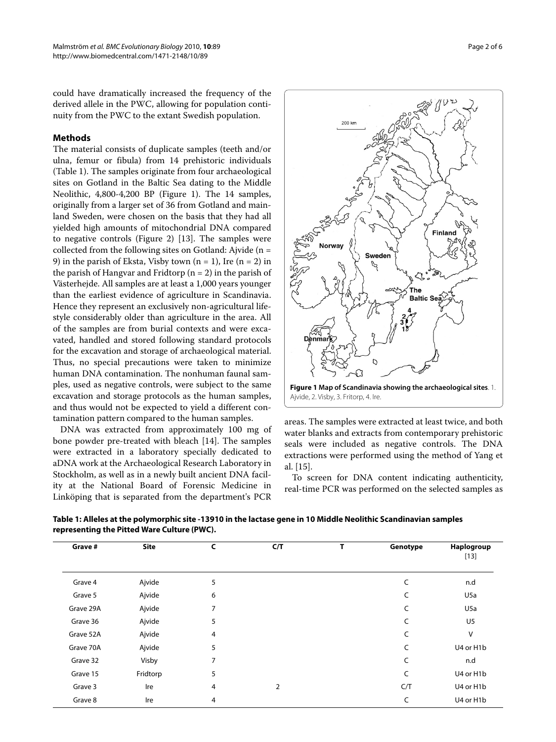could have dramatically increased the frequency of the derived allele in the PWC, allowing for population continuity from the PWC to the extant Swedish population.

## Methods

The material consists of duplicate samples (teeth and/or ulna, femur or fibula) from 14 prehistoric individuals (Table 1). The samples originate from four archaeological sites on Gotland in the Baltic Sea dating to the Middle Neolithic, 4,800-4,200 BP (Figure 1). The 14 samples, originally from a larger set of 36 from Gotland and mainland Sweden, were chosen on the basis that they had all yielded high amounts of mitochondrial DNA compared to negative controls (Figure 2) [13]. The samples were collected from the following sites on Gotland: Ajvide (n = 9) in the parish of Eksta, Visby town (n = 1), Ire (n = 2) in the parish of Hangvar and Fridtorp (n = 2) in the parish of Västerhejde. All samples are at least a 1,000 years younger than the earliest evidence of agriculture in Scandinavia. Hence they represent an exclusively non-agricultural lifestyle considerably older than agriculture in the area. All of the samples are from burial contexts and were excavated, handled and stored following standard protocols for the excavation and storage of archaeological material. Thus, no special precautions were taken to minimize human DNA contamination. The nonhuman faunal samples, used as negative controls, were subject to the same excavation and storage protocols as the human samples, and thus would not be expected to yield a different contamination pattern compared to the human samples.

DNA was extracted from approximately 100 mg of bone powder pre-treated with bleach [14]. The samples were extracted in a laboratory specially dedicated to aDNA work at the Archaeological Research Laboratory in Stockholm, as well as in a newly built ancient DNA facility at the National Board of Forensic Medicine in Linköping that is separated from the department's PCR areas. The samples were extracted at least twice, and both water blanks and extracts from contemporary prehistoric seals were included as negative controls. The DNA extractions were performed using the method of Yang et al. [15].

To screen for DNA content indicating authenticity, real-time PCR was performed on the selected samples as

**Figure 1 Map of Scandinavia showing the archaeological sites**. 1. Ajvide, 2. Visby, 3. Fritorp, 4. Ire.

**Table 1: Alleles at the polymorphic site -13910 in the lactase gene in 10 Middle Neolithic Scandinavian samples representing the Pitted Ware Culture (PWC).**

| Grave # | Site | C | C/T | T | Genotype | Haplogroup [13] |
|---|---|---|---|---|---|---|
| Grave 4 | Ajvide | 5 | | | C | n.d |
| Grave 5 | Ajvide | 6 | | | C | U5a |
| Grave 29A | Ajvide | 7 | | | C | U5a |
| Grave 36 | Ajvide | 5 | | | C | U5 |
| Grave 52A | Ajvide | 4 | | | C | V |
| Grave 70A | Ajvide | 5 | | | C | U4 or H1b |
| Grave 32 | Visby | 7 | | | C | n.d |
| Grave 15 | Fridtorp | 5 | | | C | U4 or H1b |
| Grave 3 | Ire | 4 | 2 | | C/T | U4 or H1b |
| Grave 8 | Ire | 4 | | | C | U4 or H1b |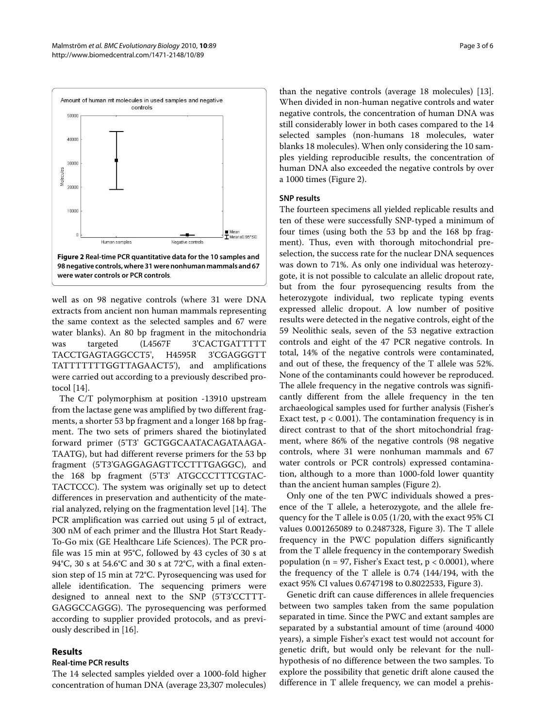Figure 2 Real-time PCR quantitative data for the 10 samples and 98 negative controls, where 31 were nonhuman mammals and 67 were water controls or PCR controls.

well as on 98 negative controls (where 31 were DNA extracts from ancient non human mammals representing the same context as the selected samples and 67 were water blanks). An 80 bp fragment in the mitochondria was targeted (L4567F 3'CACTGATTTTT TACCTGAGTAGGCCT5', H4595R 3'CGAGGGTT TATTTTTTTGGTTAGAACT5'), and amplifications were carried out according to a previously described protocol [14].

The C/T polymorphism at position -13910 upstream from the lactase gene was amplified by two different fragments, a shorter 53 bp fragment and a longer 168 bp fragment. The two sets of primers shared the biotinylated forward primer (5'T3' GCTGGCAATACAGATAAGA-TAATG), but had different reverse primers for the 53 bp fragment (5'T3'GAGGAGAGTTCCTTTGAGGC), and the 168 bp fragment (5'T3' ATGCCCTTTCGTAC-TACTCCC). The system was originally set up to detect differences in preservation and authenticity of the material analyzed, relying on the fragmentation level [14]. The PCR amplification was carried out using 5 μl of extract, 300 nM of each primer and the Illustra Hot Start Ready-To-Go mix (GE Healthcare Life Sciences). The PCR profile was 15 min at 95°C, followed by 43 cycles of 30 s at 94°C, 30 s at 54.6°C and 30 s at 72°C, with a final extension step of 15 min at 72°C. Pyrosequencing was used for allele identification. The sequencing primers were designed to anneal next to the SNP (5'T3'CCTTT-GAGGCCAGGG). The pyrosequencing was performed according to supplier provided protocols, and as previously described in [16].

## Results

### Real-time PCR results

The 14 selected samples yielded over a 1000-fold higher concentration of human DNA (average 23,307 molecules) than the negative controls (average 18 molecules) [13]. When divided in non-human negative controls and water negative controls, the concentration of human DNA was still considerably lower in both cases compared to the 14 selected samples (non-humans 18 molecules, water blanks 18 molecules). When only considering the 10 samples yielding reproducible results, the concentration of human DNA also exceeded the negative controls by over a 1000 times (Figure 2).

### SNP results

The fourteen specimens all yielded replicable results and ten of these were successfully SNP-typed a minimum of four times (using both the 53 bp and the 168 bp fragment). Thus, even with thorough mitochondrial preselection, the success rate for the nuclear DNA sequences was down to 71%. As only one individual was heterozygote, it is not possible to calculate an allelic dropout rate, but from the four pyrosequencing results from the heterozygote individual, two replicate typing events expressed allelic dropout. A low number of positive results were detected in the negative controls, eight of the 59 Neolithic seals, seven of the 53 negative extraction controls and eight of the 47 PCR negative controls. In total, 14% of the negative controls were contaminated, and out of these, the frequency of the T allele was 52%. None of the contaminants could however be reproduced. The allele frequency in the negative controls was significantly different from the allele frequency in the ten archaeological samples used for further analysis (Fisher's Exact test, $p < 0.001$). The contamination frequency is in direct contrast to that of the short mitochondrial fragment, where 86% of the negative controls (98 negative controls, where 31 were nonhuman mammals and 67 water controls or PCR controls) expressed contamination, although to a more than 1000-fold lower quantity than the ancient human samples (Figure 2).

Only one of the ten PWC individuals showed a presence of the T allele, a heterozygote, and the allele frequency for the T allele is 0.05 (1/20, with the exact 95% CI values 0.001265089 to 0.2487328, Figure 3). The T allele frequency in the PWC population differs significantly from the T allele frequency in the contemporary Swedish population ($n = 97$, Fisher's Exact test, $p < 0.0001$), where the frequency of the T allele is 0.74 (144/194, with the exact 95% CI values 0.6747198 to 0.8022533, Figure 3).

Genetic drift can cause differences in allele frequencies between two samples taken from the same population separated in time. Since the PWC and extant samples are separated by a substantial amount of time (around 4000 years), a simple Fisher's exact test would not account for genetic drift, but would only be relevant for the null-hypothesis of no difference between the two samples. To explore the possibility that genetic drift alone caused the difference in T allele frequency, we can model a prehis-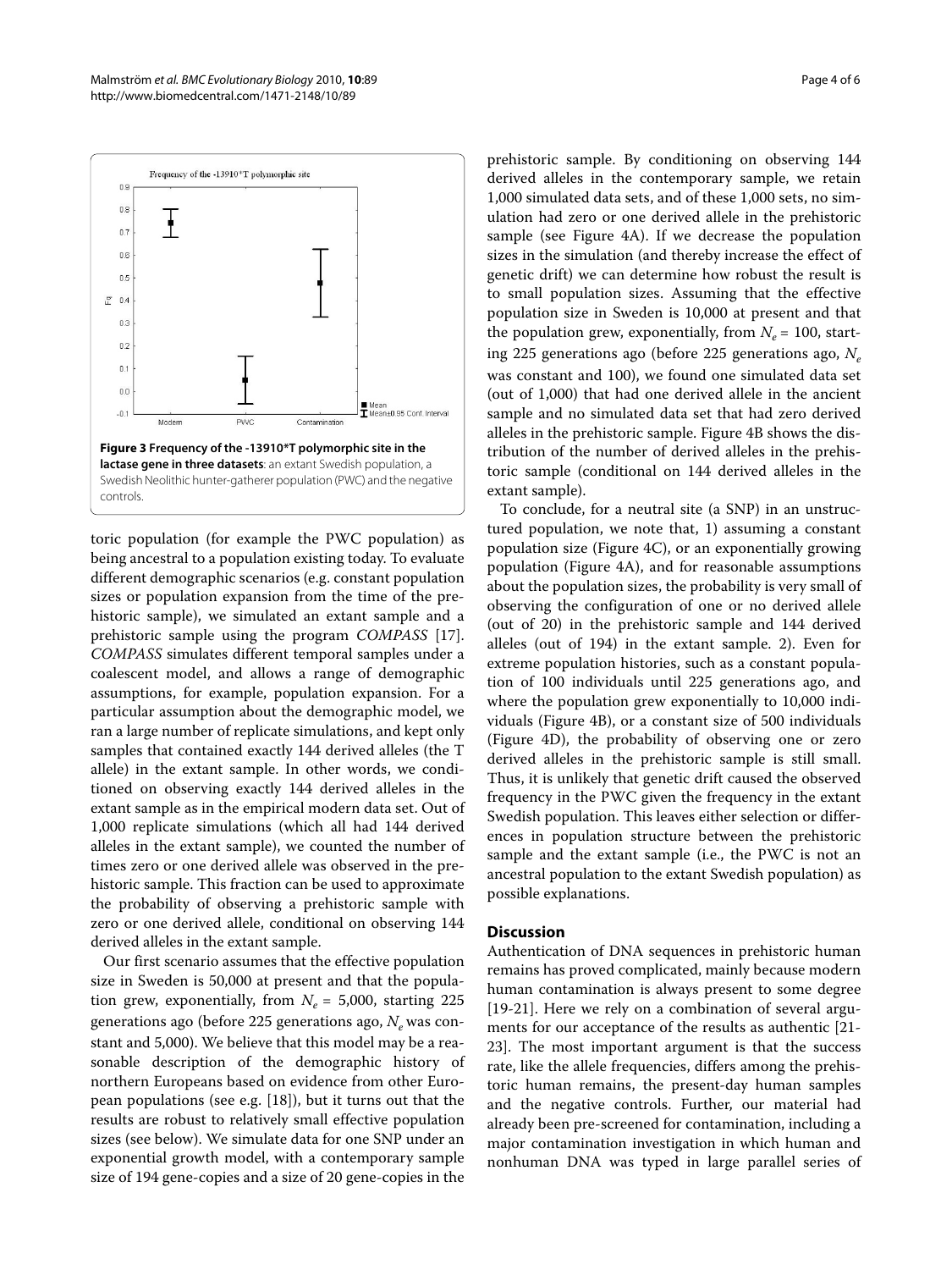**Figure 3 Frequency of the -13910*T polymorphic site in the lactase gene in three datasets**: an extant Swedish population, a Swedish Neolithic hunter-gatherer population (PWC) and the negative controls.

toric population (for example the PWC population) as being ancestral to a population existing today. To evaluate different demographic scenarios (e.g. constant population sizes or population expansion from the time of the prehistoric sample), we simulated an extant sample and a prehistoric sample using the program *COMPASS* [17]. *COMPASS* simulates different temporal samples under a coalescent model, and allows a range of demographic assumptions, for example, population expansion. For a particular assumption about the demographic model, we ran a large number of replicate simulations, and kept only samples that contained exactly 144 derived alleles (the T allele) in the extant sample. In other words, we conditioned on observing exactly 144 derived alleles in the extant sample as in the empirical modern data set. Out of 1,000 replicate simulations (which all had 144 derived alleles in the extant sample), we counted the number of times zero or one derived allele was observed in the prehistoric sample. This fraction can be used to approximate the probability of observing a prehistoric sample with zero or one derived allele, conditional on observing 144 derived alleles in the extant sample.

Our first scenario assumes that the effective population size in Sweden is 50,000 at present and that the population grew, exponentially, from $N_e$ = 5,000, starting 225 generations ago (before 225 generations ago, $N_e$ was constant and 5,000). We believe that this model may be a reasonable description of the demographic history of northern Europeans based on evidence from other European populations (see e.g. [18]), but it turns out that the results are robust to relatively small effective population sizes (see below). We simulate data for one SNP under an exponential growth model, with a contemporary sample size of 194 gene-copies and a size of 20 gene-copies in the prehistoric sample. By conditioning on observing 144 derived alleles in the contemporary sample, we retain 1,000 simulated data sets, and of these 1,000 sets, no simulation had zero or one derived allele in the prehistoric sample (see Figure 4A). If we decrease the population sizes in the simulation (and thereby increase the effect of genetic drift) we can determine how robust the result is to small population sizes. Assuming that the effective population size in Sweden is 10,000 at present and that the population grew, exponentially, from $N_e$ = 100, starting 225 generations ago (before 225 generations ago, $N_e$ was constant and 100), we found one simulated data set (out of 1,000) that had one derived allele in the ancient sample and no simulated data set that had zero derived alleles in the prehistoric sample. Figure 4B shows the distribution of the number of derived alleles in the prehistoric sample (conditional on 144 derived alleles in the extant sample).

To conclude, for a neutral site (a SNP) in an unstructured population, we note that, 1) assuming a constant population size (Figure 4C), or an exponentially growing population (Figure 4A), and for reasonable assumptions about the population sizes, the probability is very small of observing the configuration of one or no derived allele (out of 20) in the prehistoric sample and 144 derived alleles (out of 194) in the extant sample. 2). Even for extreme population histories, such as a constant population of 100 individuals until 225 generations ago, and where the population grew exponentially to 10,000 individuals (Figure 4B), or a constant size of 500 individuals (Figure 4D), the probability of observing one or zero derived alleles in the prehistoric sample is still small. Thus, it is unlikely that genetic drift caused the observed frequency in the PWC given the frequency in the extant Swedish population. This leaves either selection or differences in population structure between the prehistoric sample and the extant sample (i.e., the PWC is not an ancestral population to the extant Swedish population) as possible explanations.

## Discussion

Authentication of DNA sequences in prehistoric human remains has proved complicated, mainly because modern human contamination is always present to some degree [19-21]. Here we rely on a combination of several arguments for our acceptance of the results as authentic [21-23]. The most important argument is that the success rate, like the allele frequencies, differs among the prehistoric human remains, the present-day human samples and the negative controls. Further, our material had already been pre-screened for contamination, including a major contamination investigation in which human and nonhuman DNA was typed in large parallel series of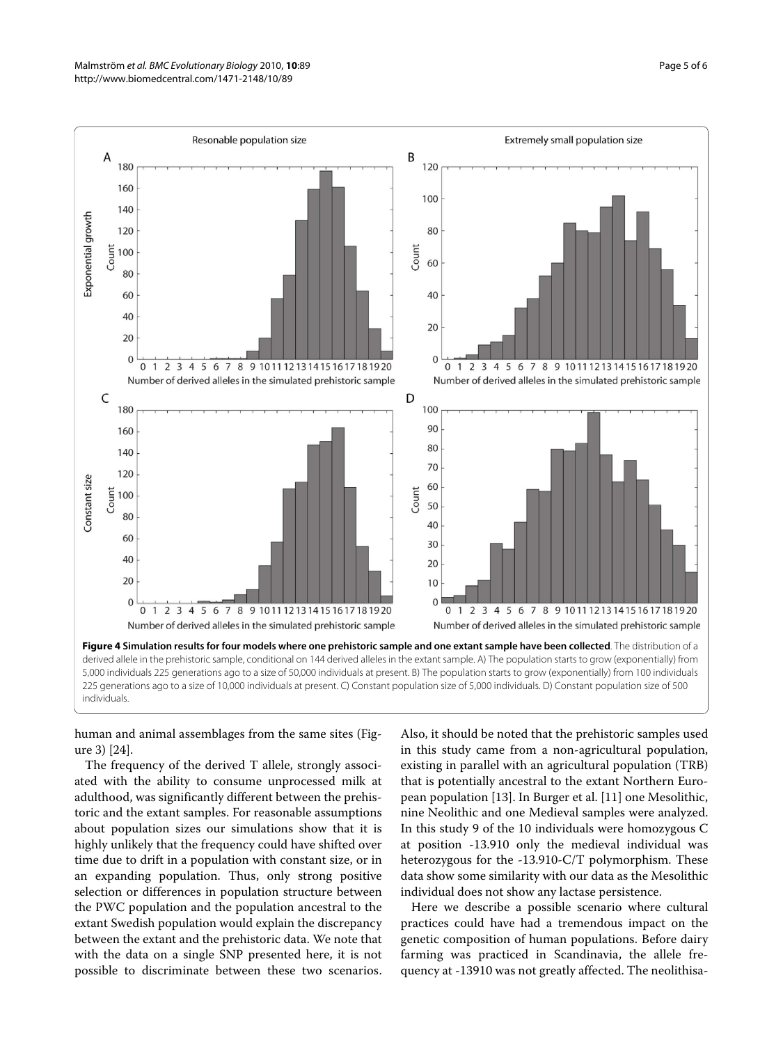**Figure 4 Simulation results for four models where one prehistoric sample and one extant sample have been collected**. The distribution of a derived allele in the prehistoric sample, conditional on 144 derived alleles in the extant sample. A) The population starts to grow (exponentially) from 5,000 individuals 225 generations ago to a size of 50,000 individuals at present. B) The population starts to grow (exponentially) from 100 individuals 225 generations ago to a size of 10,000 individuals at present. C) Constant population size of 5,000 individuals. D) Constant population size of 500 individuals.

human and animal assemblages from the same sites (Figure 3) [24].

The frequency of the derived T allele, strongly associated with the ability to consume unprocessed milk at adulthood, was significantly different between the prehistoric and the extant samples. For reasonable assumptions about population sizes our simulations show that it is highly unlikely that the frequency could have shifted over time due to drift in a population with constant size, or in an expanding population. Thus, only strong positive selection or differences in population structure between the PWC population and the population ancestral to the extant Swedish population would explain the discrepancy between the extant and the prehistoric data. We note that with the data on a single SNP presented here, it is not possible to discriminate between these two scenarios. Also, it should be noted that the prehistoric samples used in this study came from a non-agricultural population, existing in parallel with an agricultural population (TRB) that is potentially ancestral to the extant Northern European population [13]. In Burger et al. [11] one Mesolithic, nine Neolithic and one Medieval samples were analyzed. In this study 9 of the 10 individuals were homozygous C at position -13.910 only the medieval individual was heterozygous for the -13.910-C/T polymorphism. These data show some similarity with our data as the Mesolithic individual does not show any lactase persistence.

Here we describe a possible scenario where cultural practices could have had a tremendous impact on the genetic composition of human populations. Before dairy farming was practiced in Scandinavia, the allele frequency at -13910 was not greatly affected. The neolithisa-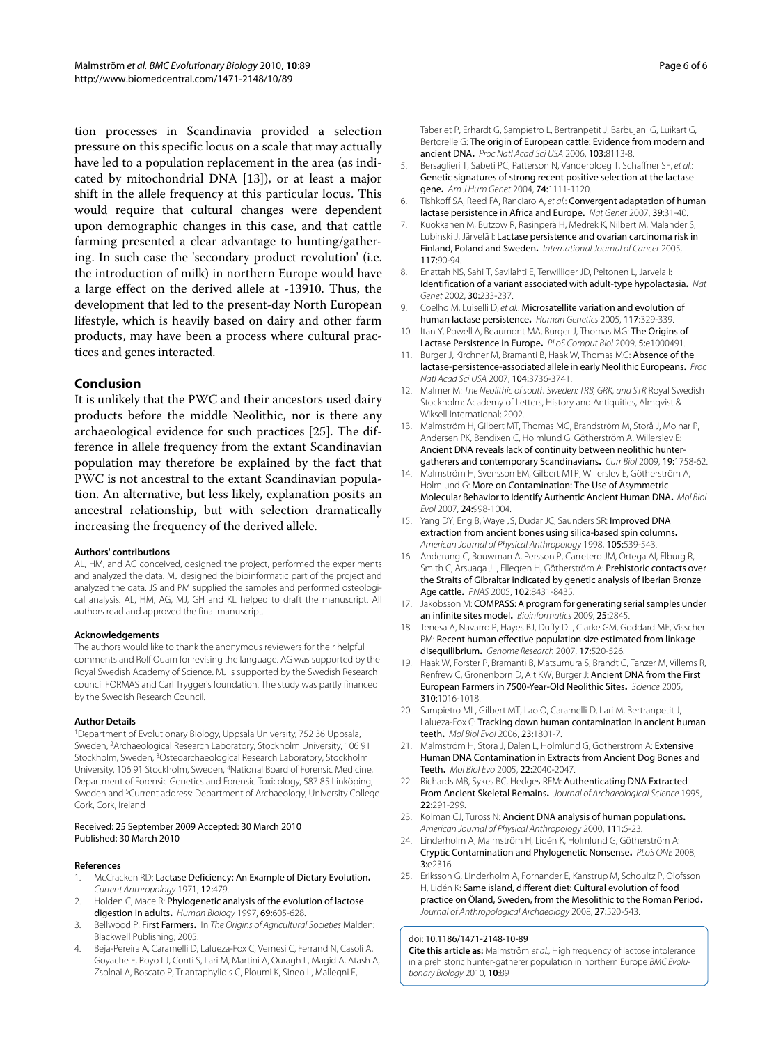tion processes in Scandinavia provided a selection pressure on this specific locus on a scale that may actually have led to a population replacement in the area (as indicated by mitochondrial DNA [13]), or at least a major shift in the allele frequency at this particular locus. This would require that cultural changes were dependent upon demographic changes in this case, and that cattle farming presented a clear advantage to hunting/gathering. In such case the 'secondary product revolution' (i.e. the introduction of milk) in northern Europe would have a large effect on the derived allele at -13910. Thus, the development that led to the present-day North European lifestyle, which is heavily based on dairy and other farm products, may have been a process where cultural practices and genes interacted.

## Conclusion

It is unlikely that the PWC and their ancestors used dairy products before the middle Neolithic, nor is there any archaeological evidence for such practices [25]. The difference in allele frequency from the extant Scandinavian population may therefore be explained by the fact that PWC is not ancestral to the extant Scandinavian population. An alternative, but less likely, explanation posits an ancestral relationship, but with selection dramatically increasing the frequency of the derived allele.

#### Authors' contributions

AL, HM, and AG conceived, designed the project, performed the experiments and analyzed the data. MJ designed the bioinformatic part of the project and analyzed the data. JS and PM supplied the samples and performed osteological analysis. AL, HM, AG, MJ, GH and KL helped to draft the manuscript. All authors read and approved the final manuscript.

#### Acknowledgements

The authors would like to thank the anonymous reviewers for their helpful comments and Rolf Quam for revising the language. AG was supported by the Royal Swedish Academy of Science. MJ is supported by the Swedish Research council FORMAS and Carl Trygger's foundation. The study was partly financed by the Swedish Research Council.

#### Author Details

[1]Department of Evolutionary Biology, Uppsala University, 752 36 Uppsala, Sweden, [2]Archaeological Research Laboratory, Stockholm University, 106 91 Stockholm, Sweden, [3]Osteoarchaeological Research Laboratory, Stockholm University, 106 91 Stockholm, Sweden, [4]National Board of Forensic Medicine, Department of Forensic Genetics and Forensic Toxicology, 587 85 Linköping, Sweden and [5]Current address: Department of Archaeology, University College Cork, Cork, Ireland

Received: 25 September 2009 Accepted: 30 March 2010
Published: 30 March 2010

#### References

1. McCracken RD: **Lactase Deficiency: An Example of Dietary Evolution.** *Current Anthropology* 1971, **12:**479.
2. Holden C, Mace R: **Phylogenetic analysis of the evolution of lactose digestion in adults.** *Human Biology* 1997, **69:**605-628.
3. Bellwood P: **First Farmers.** In *The Origins of Agricultural Societies* Malden: Blackwell Publishing; 2005.
4. Beja-Pereira A, Caramelli D, Lalueza-Fox C, Vernesi C, Ferrand N, Casoli A, Goyache F, Royo LJ, Conti S, Lari M, Martini A, Ouragh L, Magid A, Atash A, Zsolnai A, Boscato P, Triantaphylidis C, Ploumi K, Sineo L, Mallegni F, Taberlet P, Erhardt G, Sampietro L, Bertranpetit J, Barbujani G, Luikart G, Bertorelle G: **The origin of European cattle: Evidence from modern and ancient DNA.** *Proc Natl Acad Sci USA* 2006, **103:**8113-8.
5. Bersaglieri T, Sabeti PC, Patterson N, Vanderploeg T, Schaffner SF, *et al.*: **Genetic signatures of strong recent positive selection at the lactase gene.** *Am J Hum Genet* 2004, **74:**1111-1120.
6. Tishkoff SA, Reed FA, Ranciaro A, *et al.*: **Convergent adaptation of human lactase persistence in Africa and Europe.** *Nat Genet* 2007, **39:**31-40.
7. Kuokkanen M, Butzow R, Rasinperä H, Medrek K, Nilbert M, Malander S, Lubinski J, Järvelä I: **Lactase persistence and ovarian carcinoma risk in Finland, Poland and Sweden.** *International Journal of Cancer* 2005, **117:**90-94.
8. Enattah NS, Sahi T, Savilahti E, Terwilliger JD, Peltonen L, Jarvela I: **Identification of a variant associated with adult-type hypolactasia.** *Nat Genet* 2002, **30:**233-237.
9. Coelho M, Luiselli D, *et al.*: **Microsatellite variation and evolution of human lactase persistence.** *Human Genetics* 2005, **117:**329-339.
10. Itan Y, Powell A, Beaumont MA, Burger J, Thomas MG: **The Origins of Lactase Persistence in Europe.** *PLoS Comput Biol* 2009, **5:**e1000491.
11. Burger J, Kirchner M, Bramanti B, Haak W, Thomas MG: **Absence of the lactase-persistence-associated allele in early Neolithic Europeans.** *Proc Natl Acad Sci USA* 2007, **104:**3736-3741.
12. Malmer M: *The Neolithic of south Sweden: TRB, GRK, and STR* Royal Swedish Stockholm: Academy of Letters, History and Antiquities, Almqvist & Wiksell International; 2002.
13. Malmström H, Gilbert MT, Thomas MG, Brandström M, Storå J, Molnar P, Andersen PK, Bendixen C, Holmlund G, Götherström A, Willerslev E: **Ancient DNA reveals lack of continuity between neolithic hunter-gatherers and contemporary Scandinavians.** *Curr Biol* 2009, **19:**1758-62.
14. Malmström H, Svensson EM, Gilbert MTP, Willerslev E, Götherström A, Holmlund G: **More on Contamination: The Use of Asymmetric Molecular Behavior to Identify Authentic Ancient Human DNA.** *Mol Biol Evol* 2007, **24:**998-1004.
15. Yang DY, Eng B, Waye JS, Dudar JC, Saunders SR: **Improved DNA extraction from ancient bones using silica-based spin columns.** *American Journal of Physical Anthropology* 1998, **105:**539-543.
16. Anderung C, Bouwman A, Persson P, Carretero JM, Ortega AI, Elburg R, Smith C, Arsuaga JL, Ellegren H, Götherström A: **Prehistoric contacts over the Straits of Gibraltar indicated by genetic analysis of Iberian Bronze Age cattle.** *PNAS* 2005, **102:**8431-8435.
17. Jakobsson M: **COMPASS: A program for generating serial samples under an infinite sites model.** *Bioinformatics* 2009, **25:**2845.
18. Tenesa A, Navarro P, Hayes BJ, Duffy DL, Clarke GM, Goddard ME, Visscher PM: **Recent human effective population size estimated from linkage disequilibrium.** *Genome Research* 2007, **17:**520-526.
19. Haak W, Forster P, Bramanti B, Matsumura S, Brandt G, Tanzer M, Villems R, Renfrew C, Gronenborn D, Alt KW, Burger J: **Ancient DNA from the First European Farmers in 7500-Year-Old Neolithic Sites.** *Science* 2005, **310:**1016-1018.
20. Sampietro ML, Gilbert MT, Lao O, Caramelli D, Lari M, Bertranpetit J, Lalueza-Fox C: **Tracking down human contamination in ancient human teeth.** *Mol Biol Evol* 2006, **23:**1801-7.
21. Malmström H, Stora J, Dalen L, Holmlund G, Gotherstrom A: **Extensive Human DNA Contamination in Extracts from Ancient Dog Bones and Teeth.** *Mol Biol Evo* 2005, **22:**2040-2047.
22. Richards MB, Sykes BC, Hedges REM: **Authenticating DNA Extracted From Ancient Skeletal Remains.** *Journal of Archaeological Science* 1995, **22:**291-299.
23. Kolman CJ, Tuross N: **Ancient DNA analysis of human populations.** *American Journal of Physical Anthropology* 2000, **111:**5-23.
24. Linderholm A, Malmström H, Lidén K, Holmlund G, Götherström A: **Cryptic Contamination and Phylogenetic Nonsense.** *PLoS ONE* 2008, **3:**e2316.
25. Eriksson G, Linderholm A, Fornander E, Kanstrup M, Schoultz P, Olofsson H, Lidén K: **Same island, different diet: Cultural evolution of food practice on Öland, Sweden, from the Mesolithic to the Roman Period.** *Journal of Anthropological Archaeology* 2008, **27:**520-543.

doi: 10.1186/1471-2148-10-89

**Cite this article as:** Malmström *et al.*, High frequency of lactose intolerance in a prehistoric hunter-gatherer population in northern Europe *BMC Evolutionary Biology* 2010, **10**:89